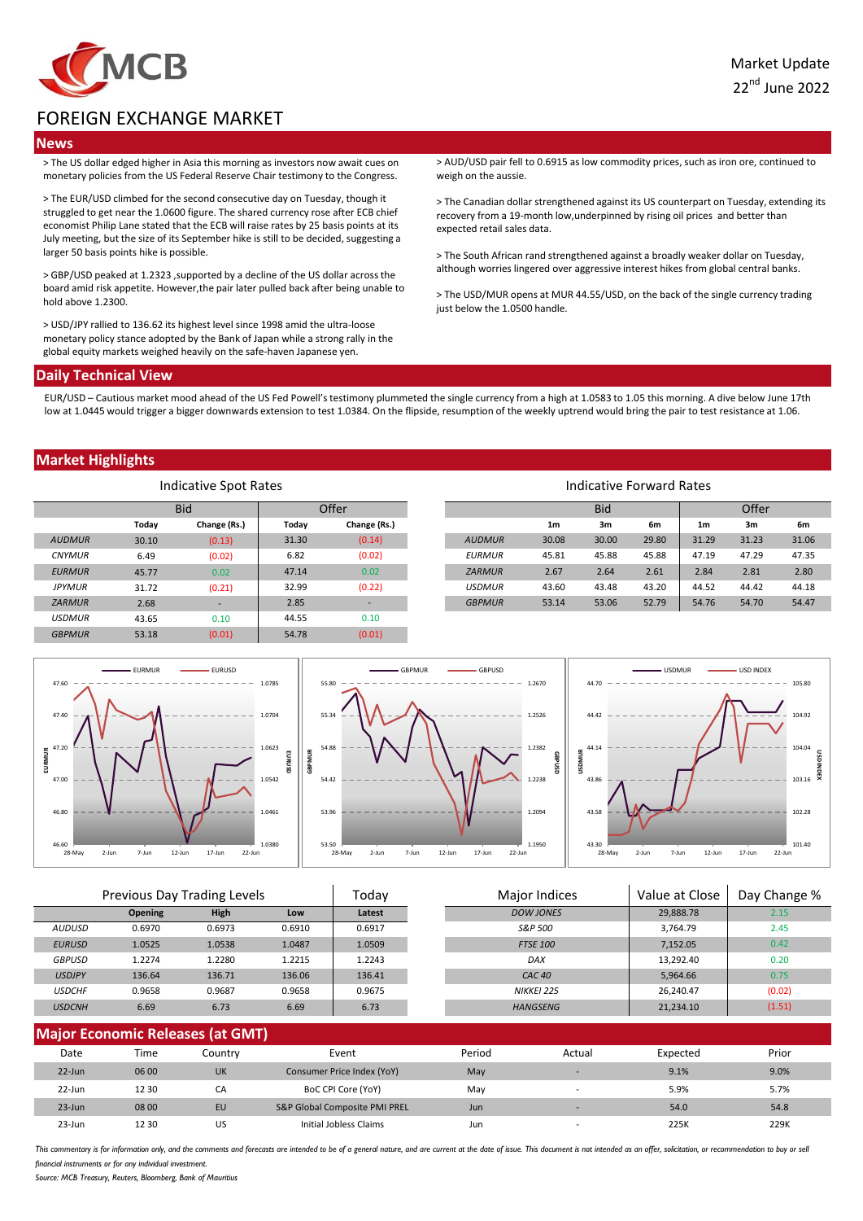MCB

Market Update
22nd June 2022

# FOREIGN EXCHANGE MARKET

## News

> The US dollar edged higher in Asia this morning as investors now await cues on monetary policies from the US Federal Reserve Chair testimony to the Congress.

> The EUR/USD climbed for the second consecutive day on Tuesday, though it struggled to get near the 1.0600 figure. The shared currency rose after ECB chief economist Philip Lane stated that the ECB will raise rates by 25 basis points at its July meeting, but the size of its September hike is still to be decided, suggesting a larger 50 basis points hike is possible.

> GBP/USD peaked at 1.2323 ,supported by a decline of the US dollar across the board amid risk appetite. However,the pair later pulled back after being unable to hold above 1.2300.

> USD/JPY rallied to 136.62 its highest level since 1998 amid the ultra-loose monetary policy stance adopted by the Bank of Japan while a strong rally in the global equity markets weighed heavily on the safe-haven Japanese yen.

> AUD/USD pair fell to 0.6915 as low commodity prices, such as iron ore, continued to weigh on the aussie.

> The Canadian dollar strengthened against its US counterpart on Tuesday, extending its recovery from a 19-month low,underpinned by rising oil prices and better than expected retail sales data.

> The South African rand strengthened against a broadly weaker dollar on Tuesday, although worries lingered over aggressive interest hikes from global central banks.

> The USD/MUR opens at MUR 44.55/USD, on the back of the single currency trading just below the 1.0500 handle.

## Daily Technical View

EUR/USD – Cautious market mood ahead of the US Fed Powell's testimony plummeted the single currency from a high at 1.0583 to 1.05 this morning. A dive below June 17th low at 1.0445 would trigger a bigger downwards extension to test 1.0384. On the flipside, resumption of the weekly uptrend would bring the pair to test resistance at 1.06.

## Market Highlights

### Indicative Spot Rates

| | Bid | | Offer | |
|---|---|---|---|---|
| | Today | Change (Rs.) | Today | Change (Rs.) |
| *AUDMUR* | 30.10 | (0.13) | 31.30 | (0.14) |
| *CNYMUR* | 6.49 | (0.02) | 6.82 | (0.02) |
| *EURMUR* | 45.77 | 0.02 | 47.14 | 0.02 |
| *JPYMUR* | 31.72 | (0.21) | 32.99 | (0.22) |
| *ZARMUR* | 2.68 | - | 2.85 | - |
| *USDMUR* | 43.65 | 0.10 | 44.55 | 0.10 |
| *GBPMUR* | 53.18 | (0.01) | 54.78 | (0.01) |

### Indicative Forward Rates

| | Bid | | | Offer | | |
|---|---|---|---|---|---|---|
| | 1m | 3m | 6m | 1m | 3m | 6m |
| *AUDMUR* | 30.08 | 30.00 | 29.80 | 31.29 | 31.23 | 31.06 |
| *EURMUR* | 45.81 | 45.88 | 45.88 | 47.19 | 47.29 | 47.35 |
| *ZARMUR* | 2.67 | 2.64 | 2.61 | 2.84 | 2.81 | 2.80 |
| *USDMUR* | 43.60 | 43.48 | 43.20 | 44.52 | 44.42 | 44.18 |
| *GBPMUR* | 53.14 | 53.06 | 52.79 | 54.76 | 54.70 | 54.47 |

### Previous Day Trading Levels

| | Opening | High | Low | Today Latest |
|---|---|---|---|---|
| *AUDUSD* | 0.6970 | 0.6973 | 0.6910 | 0.6917 |
| *EURUSD* | 1.0525 | 1.0538 | 1.0487 | 1.0509 |
| *GBPUSD* | 1.2274 | 1.2280 | 1.2215 | 1.2243 |
| *USDJPY* | 136.64 | 136.71 | 136.06 | 136.41 |
| *USDCHF* | 0.9658 | 0.9687 | 0.9658 | 0.9675 |
| *USDCNH* | 6.69 | 6.73 | 6.69 | 6.73 |

| Major Indices | Value at Close | Day Change % |
|---|---|---|
| *DOW JONES* | 29,888.78 | 2.15 |
| *S&P 500* | 3,764.79 | 2.45 |
| *FTSE 100* | 7,152.05 | 0.42 |
| *DAX* | 13,292.40 | 0.20 |
| *CAC 40* | 5,964.66 | 0.75 |
| *NIKKEI 225* | 26,240.47 | (0.02) |
| *HANGSENG* | 21,234.10 | (1.51) |

## Major Economic Releases (at GMT)

| Date | Time | Country | Event | Period | Actual | Expected | Prior |
|---|---|---|---|---|---|---|---|
| 22-Jun | 06 00 | UK | Consumer Price Index (YoY) | May | - | 9.1% | 9.0% |
| 22-Jun | 12 30 | CA | BoC CPI Core (YoY) | May | - | 5.9% | 5.7% |
| 23-Jun | 08 00 | EU | S&P Global Composite PMI PREL | Jun | - | 54.0 | 54.8 |
| 23-Jun | 12 30 | US | Initial Jobless Claims | Jun | - | 225K | 229K |

*This commentary is for information only, and the comments and forecasts are intended to be of a general nature, and are current at the date of issue. This document is not intended as an offer, solicitation, or recommendation to buy or sell financial instruments or for any individual investment.*

*Source: MCB Treasury, Reuters, Bloomberg, Bank of Mauritius*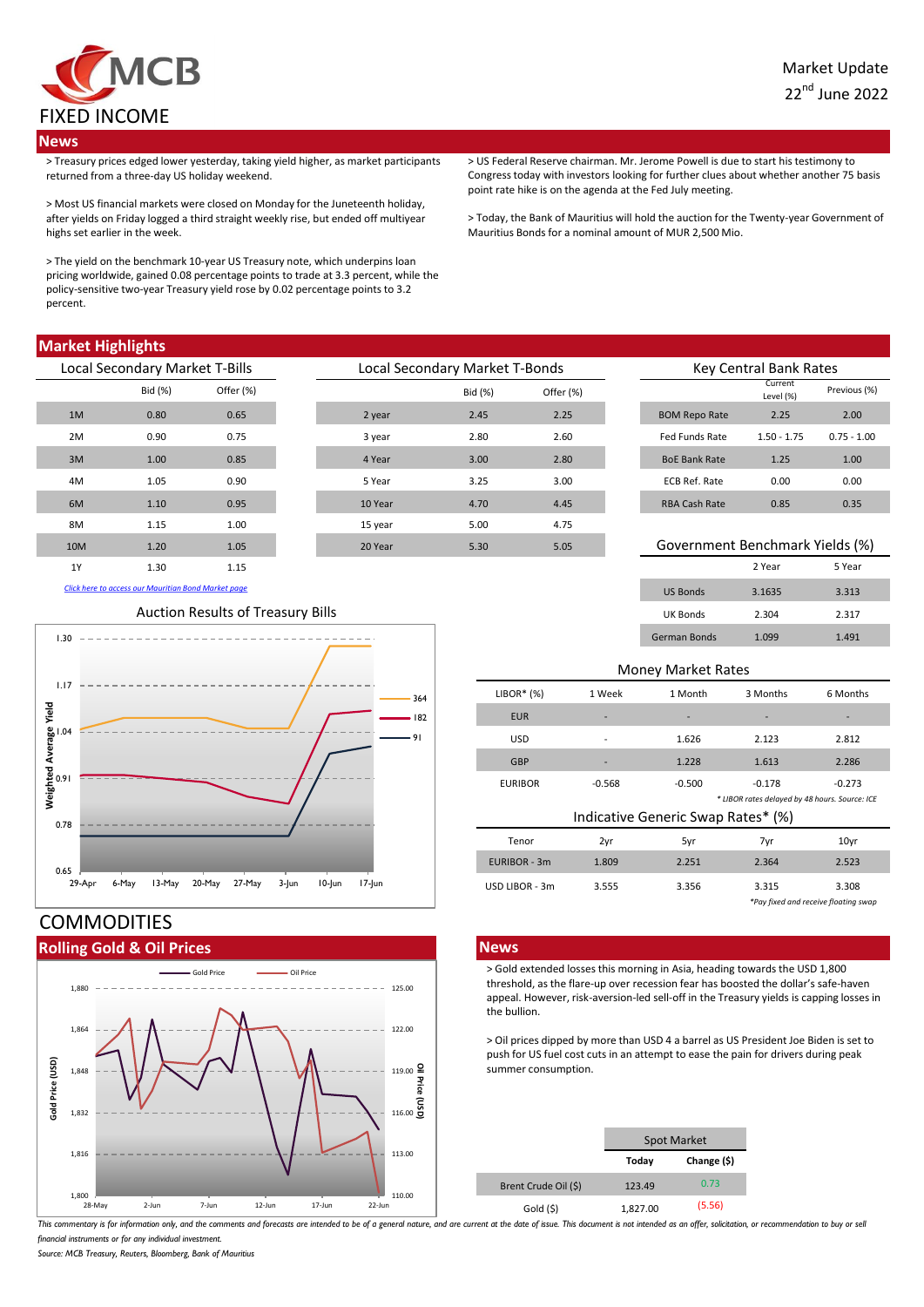# MCB

FIXED INCOME

Market Update
22nd June 2022

## News

> Treasury prices edged lower yesterday, taking yield higher, as market participants returned from a three-day US holiday weekend.

> Most US financial markets were closed on Monday for the Juneteenth holiday, after yields on Friday logged a third straight weekly rise, but ended off multiyear highs set earlier in the week.

> The yield on the benchmark 10-year US Treasury note, which underpins loan pricing worldwide, gained 0.08 percentage points to trade at 3.3 percent, while the policy-sensitive two-year Treasury yield rose by 0.02 percentage points to 3.2 percent.

> US Federal Reserve chairman. Mr. Jerome Powell is due to start his testimony to Congress today with investors looking for further clues about whether another 75 basis point rate hike is on the agenda at the Fed July meeting.

> Today, the Bank of Mauritius will hold the auction for the Twenty-year Government of Mauritius Bonds for a nominal amount of MUR 2,500 Mio.

## Market Highlights

### Local Secondary Market T-Bills

| | Bid (%) | Offer (%) |
|---|---|---|
| 1M | 0.80 | 0.65 |
| 2M | 0.90 | 0.75 |
| 3M | 1.00 | 0.85 |
| 4M | 1.05 | 0.90 |
| 6M | 1.10 | 0.95 |
| 8M | 1.15 | 1.00 |
| 10M | 1.20 | 1.05 |
| 1Y | 1.30 | 1.15 |

*Click here to access our Mauritian Bond Market page*

### Local Secondary Market T-Bonds

| | Bid (%) | Offer (%) |
|---|---|---|
| 2 year | 2.45 | 2.25 |
| 3 year | 2.80 | 2.60 |
| 4 Year | 3.00 | 2.80 |
| 5 Year | 3.25 | 3.00 |
| 10 Year | 4.70 | 4.45 |
| 15 year | 5.00 | 4.75 |
| 20 Year | 5.30 | 5.05 |

### Key Central Bank Rates

| | Current Level (%) | Previous (%) |
|---|---|---|
| BOM Repo Rate | 2.25 | 2.00 |
| Fed Funds Rate | 1.50 - 1.75 | 0.75 - 1.00 |
| BoE Bank Rate | 1.25 | 1.00 |
| ECB Ref. Rate | 0.00 | 0.00 |
| RBA Cash Rate | 0.85 | 0.35 |

### Government Benchmark Yields (%)

| | 2 Year | 5 Year |
|---|---|---|
| US Bonds | 3.1635 | 3.313 |
| UK Bonds | 2.304 | 2.317 |
| German Bonds | 1.099 | 1.491 |

### Auction Results of Treasury Bills

Weighted Average Yield
1.30
1.17
1.04
0.91
0.78
0.65
29-Apr 6-May 13-May 20-May 27-May 3-Jun 10-Jun 17-Jun
364
182
91

### Money Market Rates

| LIBOR* (%) | 1 Week | 1 Month | 3 Months | 6 Months |
|---|---|---|---|---|
| EUR | - | - | - | - |
| USD | - | 1.626 | 2.123 | 2.812 |
| GBP | - | 1.228 | 1.613 | 2.286 |
| EURIBOR | -0.568 | -0.500 | -0.178 | -0.273 |

*\* LIBOR rates delayed by 48 hours. Source: ICE*

### Indicative Generic Swap Rates* (%)

| Tenor | 2yr | 5yr | 7yr | 10yr |
|---|---|---|---|---|
| EURIBOR - 3m | 1.809 | 2.251 | 2.364 | 2.523 |
| USD LIBOR - 3m | 3.555 | 3.356 | 3.315 | 3.308 |

*\*Pay fixed and receive floating swap*

# COMMODITIES

## Rolling Gold & Oil Prices

Gold Price
Oil Price
Gold Price (USD)
1,880
1,864
1,848
1,832
1,816
1,800
Oil Price (USD)
125.00
122.00
119.00
116.00
113.00
110.00
28-May 2-Jun 7-Jun 12-Jun 17-Jun 22-Jun

## News

> Gold extended losses this morning in Asia, heading towards the USD 1,800 threshold, as the flare-up over recession fear has boosted the dollar's safe-haven appeal. However, risk-aversion-led sell-off in the Treasury yields is capping losses in the bullion.

> Oil prices dipped by more than USD 4 a barrel as US President Joe Biden is set to push for US fuel cost cuts in an attempt to ease the pain for drivers during peak summer consumption.

| | Spot Market | |
|---|---|---|
| | Today | Change ($) |
| Brent Crude Oil ($) | 123.49 | 0.73 |
| Gold ($) | 1,827.00 | (5.56) |

*This commentary is for information only, and the comments and forecasts are intended to be of a general nature, and are current at the date of issue. This document is not intended as an offer, solicitation, or recommendation to buy or sell financial instruments or for any individual investment.*

*Source: MCB Treasury, Reuters, Bloomberg, Bank of Mauritius*